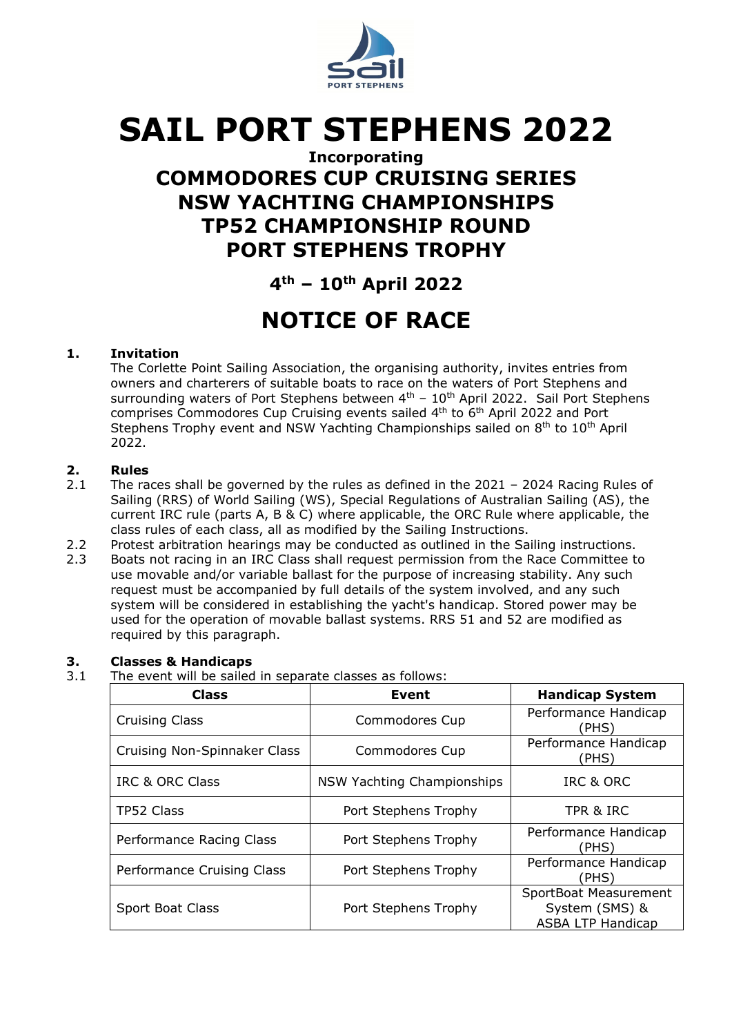# SAIL PORT STEPHENS 2022

**Incorporating**

## COMMODORES CUP CRUISING SERIES
## NSW YACHTING CHAMPIONSHIPS
## TP52 CHAMPIONSHIP ROUND
## PORT STEPHENS TROPHY

### 4th – 10th April 2022

## NOTICE OF RACE

### 1. Invitation

The Corlette Point Sailing Association, the organising authority, invites entries from owners and charterers of suitable boats to race on the waters of Port Stephens and surrounding waters of Port Stephens between 4th – 10th April 2022. Sail Port Stephens comprises Commodores Cup Cruising events sailed 4th to 6th April 2022 and Port Stephens Trophy event and NSW Yachting Championships sailed on 8th to 10th April 2022.

### 2. Rules

2.1 The races shall be governed by the rules as defined in the 2021 – 2024 Racing Rules of Sailing (RRS) of World Sailing (WS), Special Regulations of Australian Sailing (AS), the current IRC rule (parts A, B & C) where applicable, the ORC Rule where applicable, the class rules of each class, all as modified by the Sailing Instructions.

2.2 Protest arbitration hearings may be conducted as outlined in the Sailing instructions.

2.3 Boats not racing in an IRC Class shall request permission from the Race Committee to use movable and/or variable ballast for the purpose of increasing stability. Any such request must be accompanied by full details of the system involved, and any such system will be considered in establishing the yacht's handicap. Stored power may be used for the operation of movable ballast systems. RRS 51 and 52 are modified as required by this paragraph.

### 3. Classes & Handicaps

3.1 The event will be sailed in separate classes as follows:

| Class | Event | Handicap System |
|---|---|---|
| Cruising Class | Commodores Cup | Performance Handicap (PHS) |
| Cruising Non-Spinnaker Class | Commodores Cup | Performance Handicap (PHS) |
| IRC & ORC Class | NSW Yachting Championships | IRC & ORC |
| TP52 Class | Port Stephens Trophy | TPR & IRC |
| Performance Racing Class | Port Stephens Trophy | Performance Handicap (PHS) |
| Performance Cruising Class | Port Stephens Trophy | Performance Handicap (PHS) |
| Sport Boat Class | Port Stephens Trophy | SportBoat Measurement System (SMS) & ASBA LTP Handicap |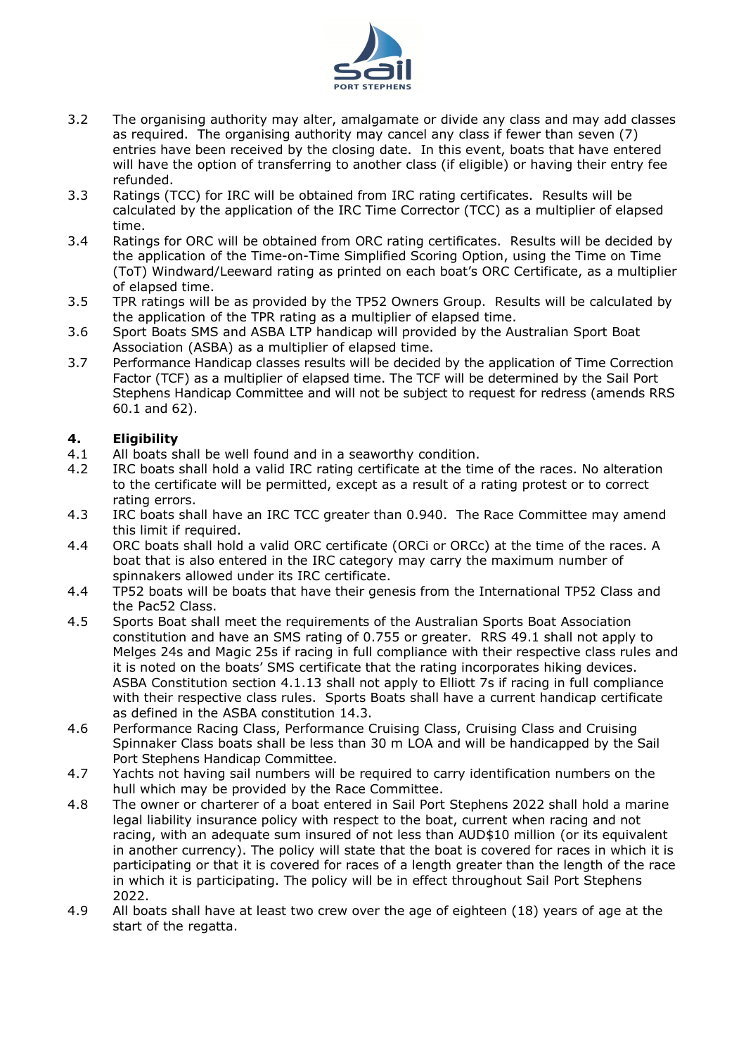3.2 The organising authority may alter, amalgamate or divide any class and may add classes as required. The organising authority may cancel any class if fewer than seven (7) entries have been received by the closing date. In this event, boats that have entered will have the option of transferring to another class (if eligible) or having their entry fee refunded.

3.3 Ratings (TCC) for IRC will be obtained from IRC rating certificates. Results will be calculated by the application of the IRC Time Corrector (TCC) as a multiplier of elapsed time.

3.4 Ratings for ORC will be obtained from ORC rating certificates. Results will be decided by the application of the Time-on-Time Simplified Scoring Option, using the Time on Time (ToT) Windward/Leeward rating as printed on each boat's ORC Certificate, as a multiplier of elapsed time.

3.5 TPR ratings will be as provided by the TP52 Owners Group. Results will be calculated by the application of the TPR rating as a multiplier of elapsed time.

3.6 Sport Boats SMS and ASBA LTP handicap will provided by the Australian Sport Boat Association (ASBA) as a multiplier of elapsed time.

3.7 Performance Handicap classes results will be decided by the application of Time Correction Factor (TCF) as a multiplier of elapsed time. The TCF will be determined by the Sail Port Stephens Handicap Committee and will not be subject to request for redress (amends RRS 60.1 and 62).

## 4. Eligibility

4.1 All boats shall be well found and in a seaworthy condition.

4.2 IRC boats shall hold a valid IRC rating certificate at the time of the races. No alteration to the certificate will be permitted, except as a result of a rating protest or to correct rating errors.

4.3 IRC boats shall have an IRC TCC greater than 0.940. The Race Committee may amend this limit if required.

4.4 ORC boats shall hold a valid ORC certificate (ORCi or ORCc) at the time of the races. A boat that is also entered in the IRC category may carry the maximum number of spinnakers allowed under its IRC certificate.

4.4 TP52 boats will be boats that have their genesis from the International TP52 Class and the Pac52 Class.

4.5 Sports Boat shall meet the requirements of the Australian Sports Boat Association constitution and have an SMS rating of 0.755 or greater. RRS 49.1 shall not apply to Melges 24s and Magic 25s if racing in full compliance with their respective class rules and it is noted on the boats' SMS certificate that the rating incorporates hiking devices. ASBA Constitution section 4.1.13 shall not apply to Elliott 7s if racing in full compliance with their respective class rules. Sports Boats shall have a current handicap certificate as defined in the ASBA constitution 14.3.

4.6 Performance Racing Class, Performance Cruising Class, Cruising Class and Cruising Spinnaker Class boats shall be less than 30 m LOA and will be handicapped by the Sail Port Stephens Handicap Committee.

4.7 Yachts not having sail numbers will be required to carry identification numbers on the hull which may be provided by the Race Committee.

4.8 The owner or charterer of a boat entered in Sail Port Stephens 2022 shall hold a marine legal liability insurance policy with respect to the boat, current when racing and not racing, with an adequate sum insured of not less than AUD$10 million (or its equivalent in another currency). The policy will state that the boat is covered for races in which it is participating or that it is covered for races of a length greater than the length of the race in which it is participating. The policy will be in effect throughout Sail Port Stephens 2022.

4.9 All boats shall have at least two crew over the age of eighteen (18) years of age at the start of the regatta.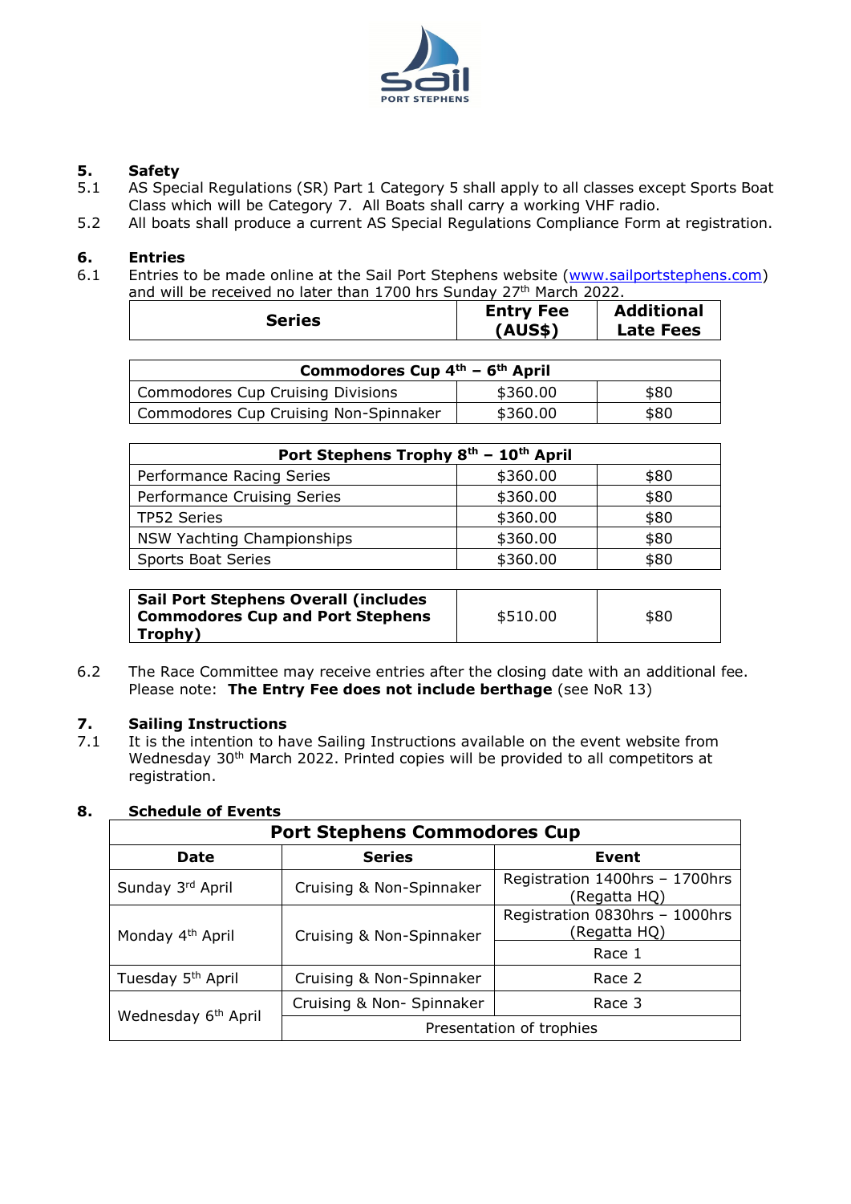## 5. Safety

5.1 AS Special Regulations (SR) Part 1 Category 5 shall apply to all classes except Sports Boat Class which will be Category 7. All Boats shall carry a working VHF radio.

5.2 All boats shall produce a current AS Special Regulations Compliance Form at registration.

## 6. Entries

6.1 Entries to be made online at the Sail Port Stephens website (www.sailportstephens.com) and will be received no later than 1700 hrs Sunday 27th March 2022.

| Series | Entry Fee (AUS$) | Additional Late Fees |
|---|---|---|
| **Commodores Cup 4th – 6th April** | | |
| Commodores Cup Cruising Divisions | $360.00 | $80 |
| Commodores Cup Cruising Non-Spinnaker | $360.00 | $80 |
| **Port Stephens Trophy 8th – 10th April** | | |
| Performance Racing Series | $360.00 | $80 |
| Performance Cruising Series | $360.00 | $80 |
| TP52 Series | $360.00 | $80 |
| NSW Yachting Championships | $360.00 | $80 |
| Sports Boat Series | $360.00 | $80 |
| **Sail Port Stephens Overall (includes Commodores Cup and Port Stephens Trophy)** | $510.00 | $80 |

6.2 The Race Committee may receive entries after the closing date with an additional fee. Please note: **The Entry Fee does not include berthage** (see NoR 13)

## 7. Sailing Instructions

7.1 It is the intention to have Sailing Instructions available on the event website from Wednesday 30th March 2022. Printed copies will be provided to all competitors at registration.

## 8. Schedule of Events

| Port Stephens Commodores Cup | | |
|---|---|---|
| **Date** | **Series** | **Event** |
| Sunday 3rd April | Cruising & Non-Spinnaker | Registration 1400hrs – 1700hrs (Regatta HQ) |
| Monday 4th April | Cruising & Non-Spinnaker | Registration 0830hrs – 1000hrs (Regatta HQ) |
| | | Race 1 |
| Tuesday 5th April | Cruising & Non-Spinnaker | Race 2 |
| Wednesday 6th April | Cruising & Non- Spinnaker | Race 3 |
| | Presentation of trophies | |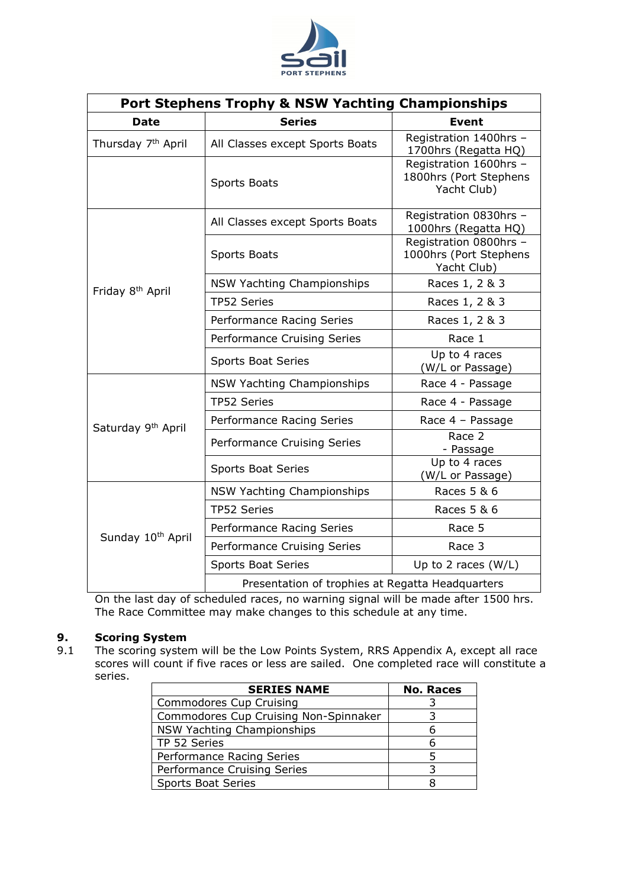| Port Stephens Trophy & NSW Yachting Championships | | |
|---|---|---|
| **Date** | **Series** | **Event** |
| Thursday 7th April | All Classes except Sports Boats | Registration 1400hrs – 1700hrs (Regatta HQ) |
| | Sports Boats | Registration 1600hrs – 1800hrs (Port Stephens Yacht Club) |
| Friday 8th April | All Classes except Sports Boats | Registration 0830hrs – 1000hrs (Regatta HQ) |
| | Sports Boats | Registration 0800hrs – 1000hrs (Port Stephens Yacht Club) |
| | NSW Yachting Championships | Races 1, 2 & 3 |
| | TP52 Series | Races 1, 2 & 3 |
| | Performance Racing Series | Races 1, 2 & 3 |
| | Performance Cruising Series | Race 1 |
| | Sports Boat Series | Up to 4 races (W/L or Passage) |
| Saturday 9th April | NSW Yachting Championships | Race 4 - Passage |
| | TP52 Series | Race 4 - Passage |
| | Performance Racing Series | Race 4 – Passage |
| | Performance Cruising Series | Race 2 - Passage |
| | Sports Boat Series | Up to 4 races (W/L or Passage) |
| Sunday 10th April | NSW Yachting Championships | Races 5 & 6 |
| | TP52 Series | Races 5 & 6 |
| | Performance Racing Series | Race 5 |
| | Performance Cruising Series | Race 3 |
| | Sports Boat Series | Up to 2 races (W/L) |
| | Presentation of trophies at Regatta Headquarters | |

On the last day of scheduled races, no warning signal will be made after 1500 hrs. The Race Committee may make changes to this schedule at any time.

## 9. Scoring System

9.1 The scoring system will be the Low Points System, RRS Appendix A, except all race scores will count if five races or less are sailed. One completed race will constitute a series.

| SERIES NAME | No. Races |
|---|---|
| Commodores Cup Cruising | 3 |
| Commodores Cup Cruising Non-Spinnaker | 3 |
| NSW Yachting Championships | 6 |
| TP 52 Series | 6 |
| Performance Racing Series | 5 |
| Performance Cruising Series | 3 |
| Sports Boat Series | 8 |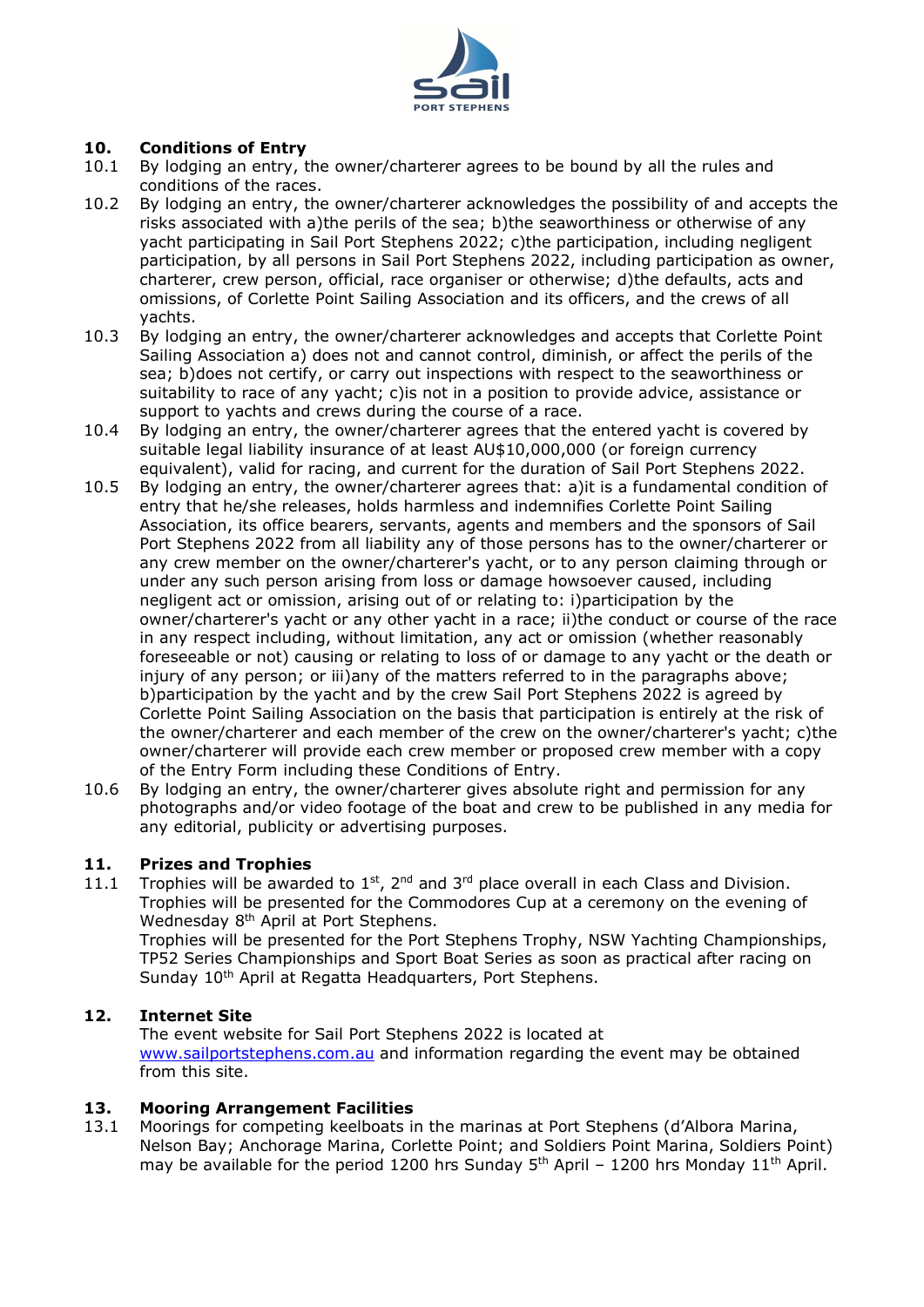## 10. Conditions of Entry

10.1 By lodging an entry, the owner/charterer agrees to be bound by all the rules and conditions of the races.

10.2 By lodging an entry, the owner/charterer acknowledges the possibility of and accepts the risks associated with a)the perils of the sea; b)the seaworthiness or otherwise of any yacht participating in Sail Port Stephens 2022; c)the participation, including negligent participation, by all persons in Sail Port Stephens 2022, including participation as owner, charterer, crew person, official, race organiser or otherwise; d)the defaults, acts and omissions, of Corlette Point Sailing Association and its officers, and the crews of all yachts.

10.3 By lodging an entry, the owner/charterer acknowledges and accepts that Corlette Point Sailing Association a) does not and cannot control, diminish, or affect the perils of the sea; b)does not certify, or carry out inspections with respect to the seaworthiness or suitability to race of any yacht; c)is not in a position to provide advice, assistance or support to yachts and crews during the course of a race.

10.4 By lodging an entry, the owner/charterer agrees that the entered yacht is covered by suitable legal liability insurance of at least AU$10,000,000 (or foreign currency equivalent), valid for racing, and current for the duration of Sail Port Stephens 2022.

10.5 By lodging an entry, the owner/charterer agrees that: a)it is a fundamental condition of entry that he/she releases, holds harmless and indemnifies Corlette Point Sailing Association, its office bearers, servants, agents and members and the sponsors of Sail Port Stephens 2022 from all liability any of those persons has to the owner/charterer or any crew member on the owner/charterer's yacht, or to any person claiming through or under any such person arising from loss or damage howsoever caused, including negligent act or omission, arising out of or relating to: i)participation by the owner/charterer's yacht or any other yacht in a race; ii)the conduct or course of the race in any respect including, without limitation, any act or omission (whether reasonably foreseeable or not) causing or relating to loss of or damage to any yacht or the death or injury of any person; or iii)any of the matters referred to in the paragraphs above; b)participation by the yacht and by the crew Sail Port Stephens 2022 is agreed by Corlette Point Sailing Association on the basis that participation is entirely at the risk of the owner/charterer and each member of the crew on the owner/charterer's yacht; c)the owner/charterer will provide each crew member or proposed crew member with a copy of the Entry Form including these Conditions of Entry.

10.6 By lodging an entry, the owner/charterer gives absolute right and permission for any photographs and/or video footage of the boat and crew to be published in any media for any editorial, publicity or advertising purposes.

## 11. Prizes and Trophies

11.1 Trophies will be awarded to 1st, 2nd and 3rd place overall in each Class and Division. Trophies will be presented for the Commodores Cup at a ceremony on the evening of Wednesday 8th April at Port Stephens.

Trophies will be presented for the Port Stephens Trophy, NSW Yachting Championships, TP52 Series Championships and Sport Boat Series as soon as practical after racing on Sunday 10th April at Regatta Headquarters, Port Stephens.

## 12. Internet Site

The event website for Sail Port Stephens 2022 is located at www.sailportstephens.com.au and information regarding the event may be obtained from this site.

## 13. Mooring Arrangement Facilities

13.1 Moorings for competing keelboats in the marinas at Port Stephens (d'Albora Marina, Nelson Bay; Anchorage Marina, Corlette Point; and Soldiers Point Marina, Soldiers Point) may be available for the period 1200 hrs Sunday 5th April – 1200 hrs Monday 11th April.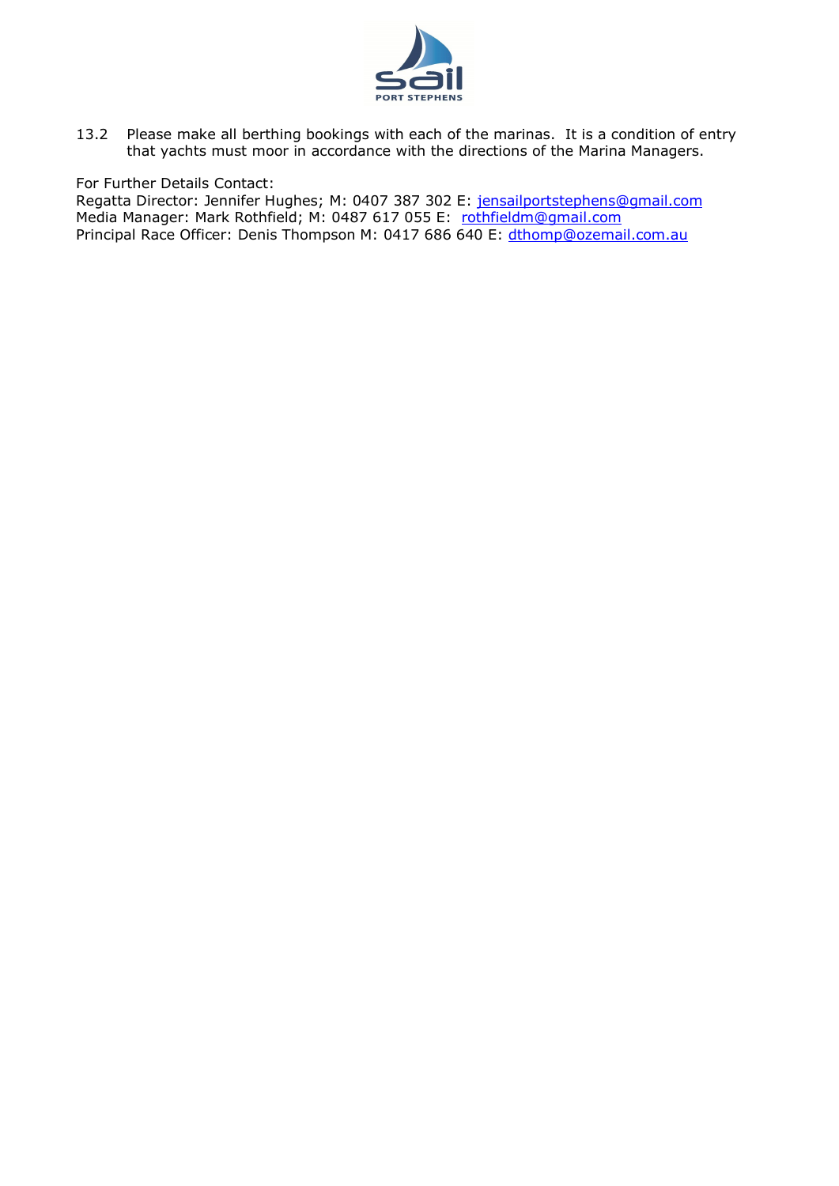13.2 Please make all berthing bookings with each of the marinas. It is a condition of entry that yachts must moor in accordance with the directions of the Marina Managers.

For Further Details Contact:
Regatta Director: Jennifer Hughes; M: 0407 387 302 E: jensailportstephens@gmail.com
Media Manager: Mark Rothfield; M: 0487 617 055 E: rothfieldm@gmail.com
Principal Race Officer: Denis Thompson M: 0417 686 640 E: dthomp@ozemail.com.au